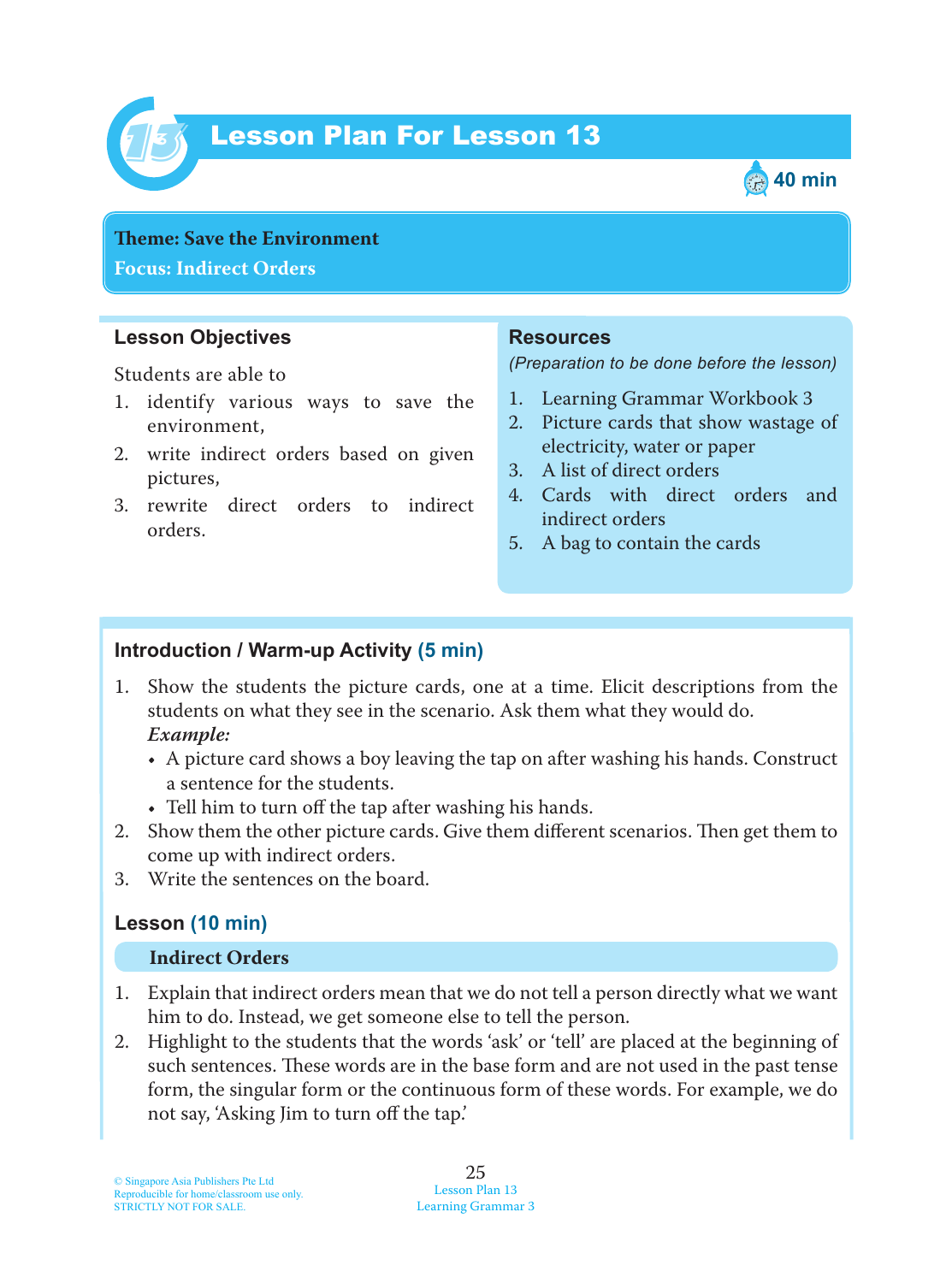# Lesson Plan For Lesson 13

40 min

**Theme: Save the Environment**
**Focus: Indirect Orders**

## Lesson Objectives

Students are able to

1. identify various ways to save the environment,
2. write indirect orders based on given pictures,
3. rewrite direct orders to indirect orders.

## Resources

*(Preparation to be done before the lesson)*

1. Learning Grammar Workbook 3
2. Picture cards that show wastage of electricity, water or paper
3. A list of direct orders
4. Cards with direct orders and indirect orders
5. A bag to contain the cards

## Introduction / Warm-up Activity (5 min)

1. Show the students the picture cards, one at a time. Elicit descriptions from the students on what they see in the scenario. Ask them what they would do.
   ***Example:***
   - A picture card shows a boy leaving the tap on after washing his hands. Construct a sentence for the students.
   - Tell him to turn off the tap after washing his hands.
2. Show them the other picture cards. Give them different scenarios. Then get them to come up with indirect orders.
3. Write the sentences on the board.

## Lesson (10 min)

### Indirect Orders

1. Explain that indirect orders mean that we do not tell a person directly what we want him to do. Instead, we get someone else to tell the person.
2. Highlight to the students that the words 'ask' or 'tell' are placed at the beginning of such sentences. These words are in the base form and are not used in the past tense form, the singular form or the continuous form of these words. For example, we do not say, 'Asking Jim to turn off the tap.'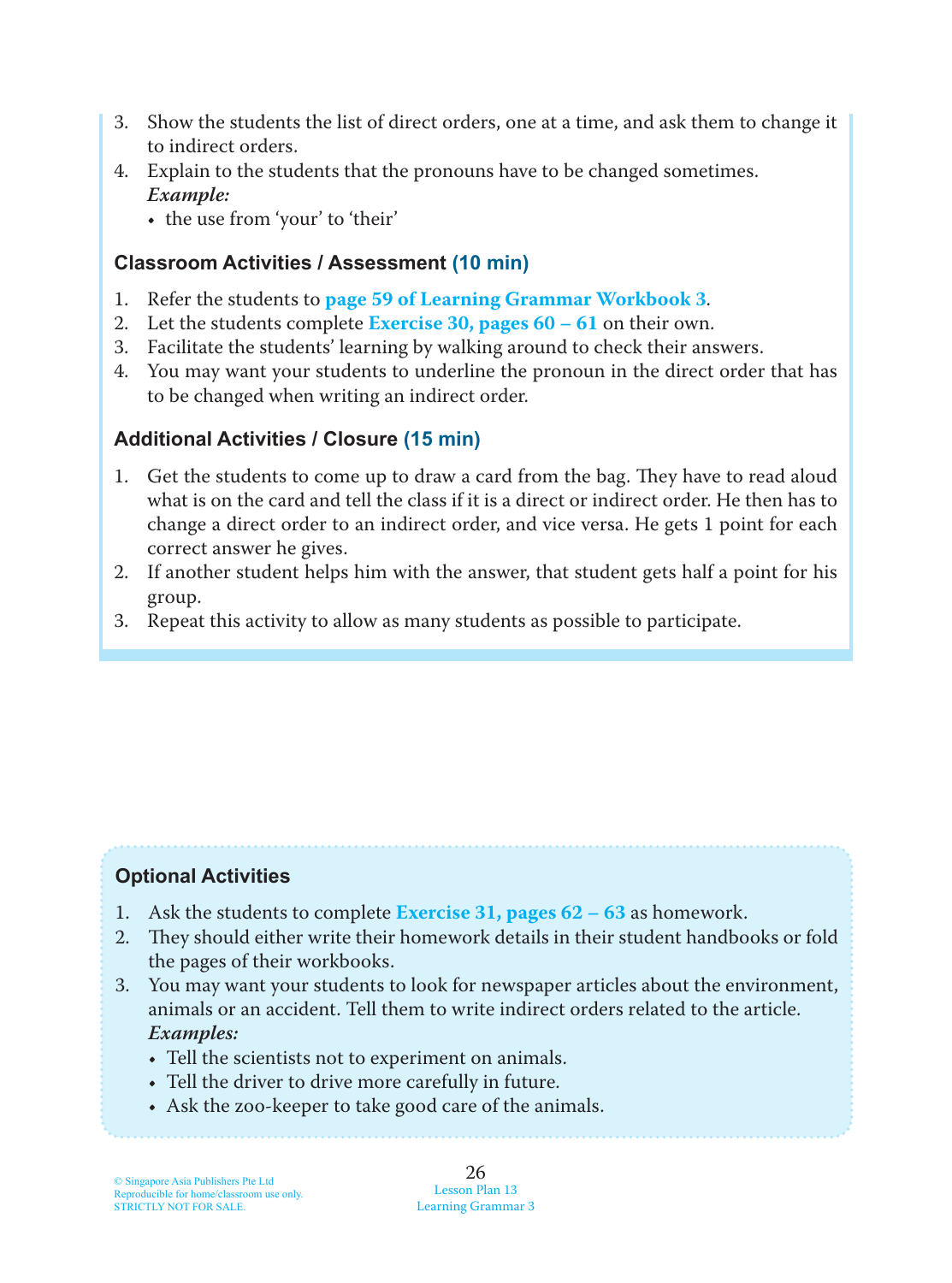3. Show the students the list of direct orders, one at a time, and ask them to change it to indirect orders.
4. Explain to the students that the pronouns have to be changed sometimes.
   ***Example:***
   - the use from 'your' to 'their'

### Classroom Activities / Assessment (10 min)

1. Refer the students to **page 59 of Learning Grammar Workbook 3**.
2. Let the students complete **Exercise 30, pages 60 – 61** on their own.
3. Facilitate the students' learning by walking around to check their answers.
4. You may want your students to underline the pronoun in the direct order that has to be changed when writing an indirect order.

### Additional Activities / Closure (15 min)

1. Get the students to come up to draw a card from the bag. They have to read aloud what is on the card and tell the class if it is a direct or indirect order. He then has to change a direct order to an indirect order, and vice versa. He gets 1 point for each correct answer he gives.
2. If another student helps him with the answer, that student gets half a point for his group.
3. Repeat this activity to allow as many students as possible to participate.

### Optional Activities

1. Ask the students to complete **Exercise 31, pages 62 – 63** as homework.
2. They should either write their homework details in their student handbooks or fold the pages of their workbooks.
3. You may want your students to look for newspaper articles about the environment, animals or an accident. Tell them to write indirect orders related to the article.
   ***Examples:***
   - Tell the scientists not to experiment on animals.
   - Tell the driver to drive more carefully in future.
   - Ask the zoo-keeper to take good care of the animals.